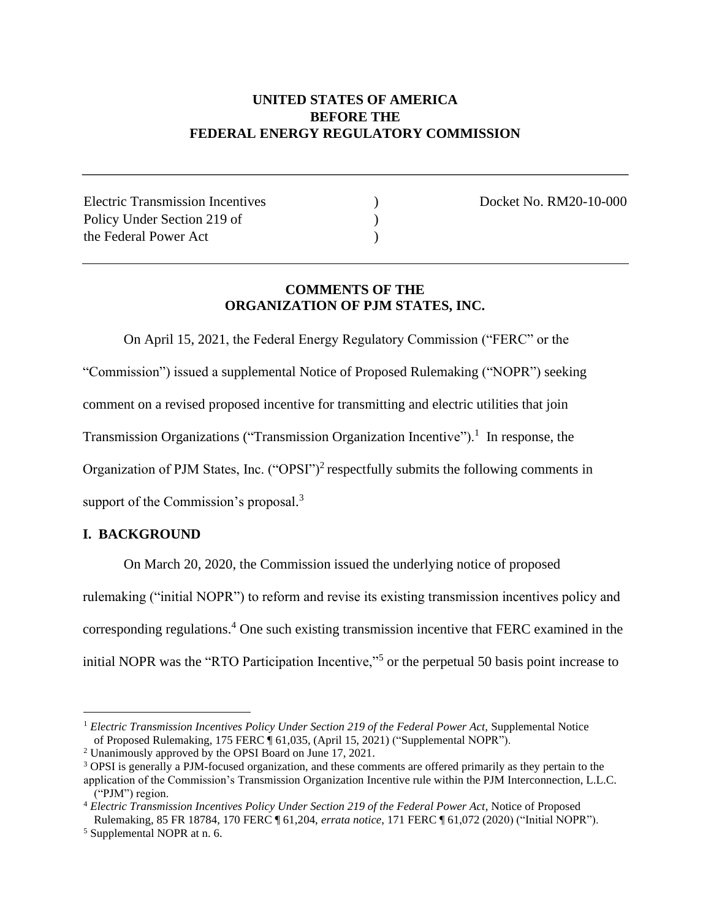**UNITED STATES OF AMERICA**
**BEFORE THE**
**FEDERAL ENERGY REGULATORY COMMISSION**

---

| | | |
|---|---|---|
| Electric Transmission Incentives Policy Under Section 219 of the Federal Power Act | ) ) ) | Docket No. RM20-10-000 |

---

**COMMENTS OF THE**
**ORGANIZATION OF PJM STATES, INC.**

On April 15, 2021, the Federal Energy Regulatory Commission ("FERC" or the "Commission") issued a supplemental Notice of Proposed Rulemaking ("NOPR") seeking comment on a revised proposed incentive for transmitting and electric utilities that join Transmission Organizations ("Transmission Organization Incentive").[1] In response, the Organization of PJM States, Inc. ("OPSI")[2] respectfully submits the following comments in support of the Commission's proposal.[3]

## I. BACKGROUND

On March 20, 2020, the Commission issued the underlying notice of proposed rulemaking ("initial NOPR") to reform and revise its existing transmission incentives policy and corresponding regulations.[4] One such existing transmission incentive that FERC examined in the initial NOPR was the "RTO Participation Incentive,"[5] or the perpetual 50 basis point increase to

---

[1] *Electric Transmission Incentives Policy Under Section 219 of the Federal Power Act,* Supplemental Notice of Proposed Rulemaking, 175 FERC ¶ 61,035, (April 15, 2021) ("Supplemental NOPR").

[2] Unanimously approved by the OPSI Board on June 17, 2021.

[3] OPSI is generally a PJM-focused organization, and these comments are offered primarily as they pertain to the application of the Commission's Transmission Organization Incentive rule within the PJM Interconnection, L.L.C. ("PJM") region.

[4] *Electric Transmission Incentives Policy Under Section 219 of the Federal Power Act*, Notice of Proposed Rulemaking, 85 FR 18784, 170 FERC ¶ 61,204, *errata notice*, 171 FERC ¶ 61,072 (2020) ("Initial NOPR").

[5] Supplemental NOPR at n. 6.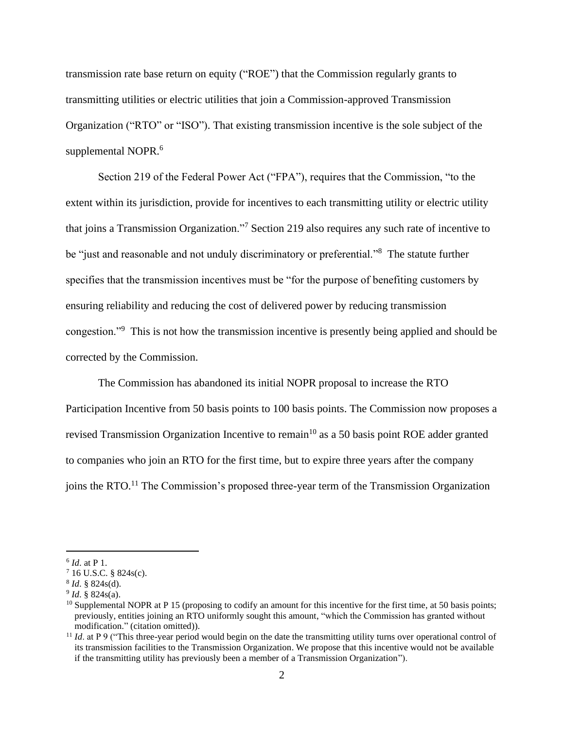transmission rate base return on equity ("ROE") that the Commission regularly grants to transmitting utilities or electric utilities that join a Commission-approved Transmission Organization ("RTO" or "ISO"). That existing transmission incentive is the sole subject of the supplemental NOPR.[6]

Section 219 of the Federal Power Act ("FPA"), requires that the Commission, "to the extent within its jurisdiction, provide for incentives to each transmitting utility or electric utility that joins a Transmission Organization."[7] Section 219 also requires any such rate of incentive to be "just and reasonable and not unduly discriminatory or preferential."[8] The statute further specifies that the transmission incentives must be "for the purpose of benefiting customers by ensuring reliability and reducing the cost of delivered power by reducing transmission congestion."[9] This is not how the transmission incentive is presently being applied and should be corrected by the Commission.

The Commission has abandoned its initial NOPR proposal to increase the RTO Participation Incentive from 50 basis points to 100 basis points. The Commission now proposes a revised Transmission Organization Incentive to remain[10] as a 50 basis point ROE adder granted to companies who join an RTO for the first time, but to expire three years after the company joins the RTO.[11] The Commission's proposed three-year term of the Transmission Organization

---

[6] *Id*. at P 1.

[7] 16 U.S.C. § 824s(c).

[8] *Id*. § 824s(d).

[9] *Id*. § 824s(a).

[10] Supplemental NOPR at P 15 (proposing to codify an amount for this incentive for the first time, at 50 basis points; previously, entities joining an RTO uniformly sought this amount, "which the Commission has granted without modification." (citation omitted)).

[11] *Id*. at P 9 ("This three-year period would begin on the date the transmitting utility turns over operational control of its transmission facilities to the Transmission Organization. We propose that this incentive would not be available if the transmitting utility has previously been a member of a Transmission Organization").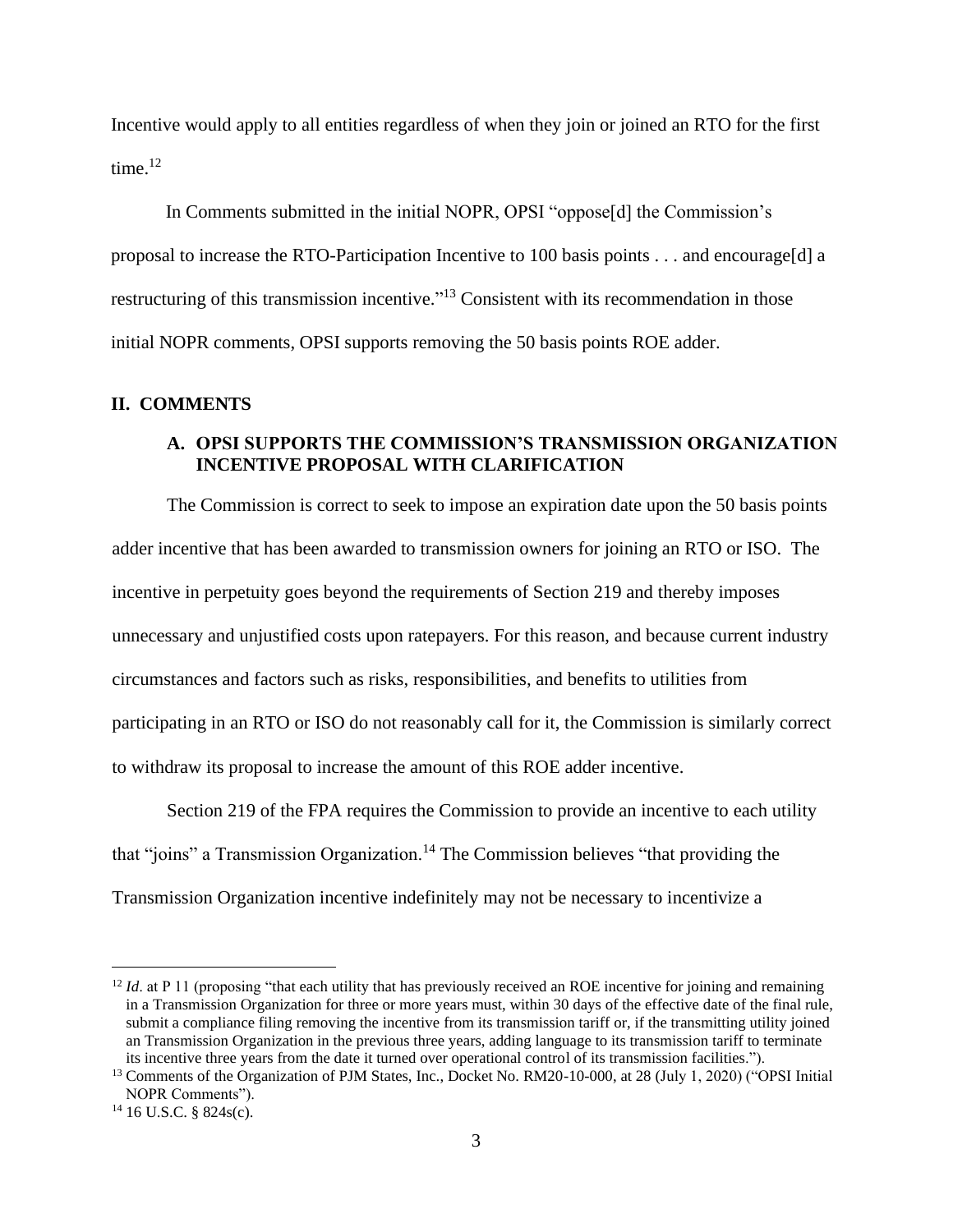Incentive would apply to all entities regardless of when they join or joined an RTO for the first time.[12]

In Comments submitted in the initial NOPR, OPSI "oppose[d] the Commission's proposal to increase the RTO-Participation Incentive to 100 basis points . . . and encourage[d] a restructuring of this transmission incentive."[13] Consistent with its recommendation in those initial NOPR comments, OPSI supports removing the 50 basis points ROE adder.

## II. COMMENTS

### A. OPSI SUPPORTS THE COMMISSION'S TRANSMISSION ORGANIZATION INCENTIVE PROPOSAL WITH CLARIFICATION

The Commission is correct to seek to impose an expiration date upon the 50 basis points adder incentive that has been awarded to transmission owners for joining an RTO or ISO. The incentive in perpetuity goes beyond the requirements of Section 219 and thereby imposes unnecessary and unjustified costs upon ratepayers. For this reason, and because current industry circumstances and factors such as risks, responsibilities, and benefits to utilities from participating in an RTO or ISO do not reasonably call for it, the Commission is similarly correct to withdraw its proposal to increase the amount of this ROE adder incentive.

Section 219 of the FPA requires the Commission to provide an incentive to each utility that "joins" a Transmission Organization.[14] The Commission believes "that providing the Transmission Organization incentive indefinitely may not be necessary to incentivize a

---

[12] *Id*. at P 11 (proposing "that each utility that has previously received an ROE incentive for joining and remaining in a Transmission Organization for three or more years must, within 30 days of the effective date of the final rule, submit a compliance filing removing the incentive from its transmission tariff or, if the transmitting utility joined an Transmission Organization in the previous three years, adding language to its transmission tariff to terminate its incentive three years from the date it turned over operational control of its transmission facilities.").

[13] Comments of the Organization of PJM States, Inc., Docket No. RM20-10-000, at 28 (July 1, 2020) ("OPSI Initial NOPR Comments").

[14] 16 U.S.C. § 824s(c).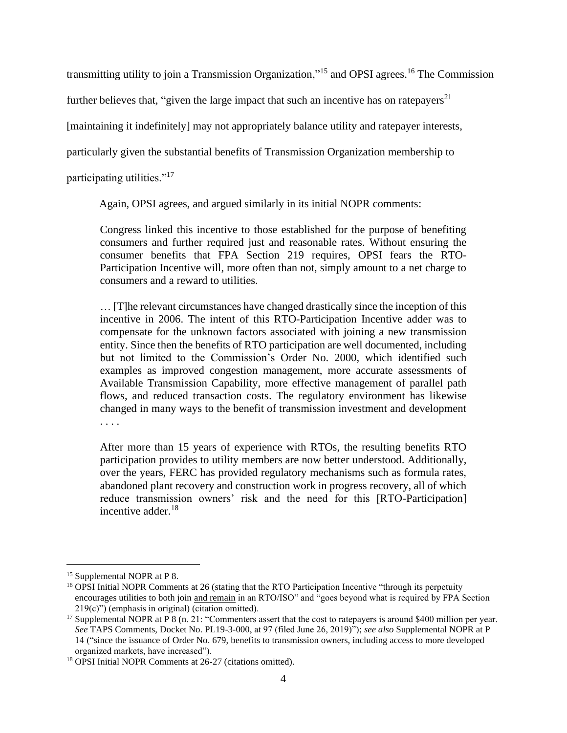transmitting utility to join a Transmission Organization,"[15] and OPSI agrees.[16] The Commission further believes that, "given the large impact that such an incentive has on ratepayers[21] [maintaining it indefinitely] may not appropriately balance utility and ratepayer interests, particularly given the substantial benefits of Transmission Organization membership to participating utilities."[17]

Again, OPSI agrees, and argued similarly in its initial NOPR comments:

> Congress linked this incentive to those established for the purpose of benefiting consumers and further required just and reasonable rates. Without ensuring the consumer benefits that FPA Section 219 requires, OPSI fears the RTO-Participation Incentive will, more often than not, simply amount to a net charge to consumers and a reward to utilities.
>
> … [T]he relevant circumstances have changed drastically since the inception of this incentive in 2006. The intent of this RTO-Participation Incentive adder was to compensate for the unknown factors associated with joining a new transmission entity. Since then the benefits of RTO participation are well documented, including but not limited to the Commission's Order No. 2000, which identified such examples as improved congestion management, more accurate assessments of Available Transmission Capability, more effective management of parallel path flows, and reduced transaction costs. The regulatory environment has likewise changed in many ways to the benefit of transmission investment and development . . . .
>
> After more than 15 years of experience with RTOs, the resulting benefits RTO participation provides to utility members are now better understood. Additionally, over the years, FERC has provided regulatory mechanisms such as formula rates, abandoned plant recovery and construction work in progress recovery, all of which reduce transmission owners' risk and the need for this [RTO-Participation] incentive adder.[18]

---

[15] Supplemental NOPR at P 8.

[16] OPSI Initial NOPR Comments at 26 (stating that the RTO Participation Incentive "through its perpetuity encourages utilities to both join <u>and remain</u> in an RTO/ISO" and "goes beyond what is required by FPA Section 219(c)") (emphasis in original) (citation omitted).

[17] Supplemental NOPR at P 8 (n. 21: "Commenters assert that the cost to ratepayers is around $400 million per year. *See* TAPS Comments, Docket No. PL19-3-000, at 97 (filed June 26, 2019)"); *see also* Supplemental NOPR at P 14 ("since the issuance of Order No. 679, benefits to transmission owners, including access to more developed organized markets, have increased").

[18] OPSI Initial NOPR Comments at 26-27 (citations omitted).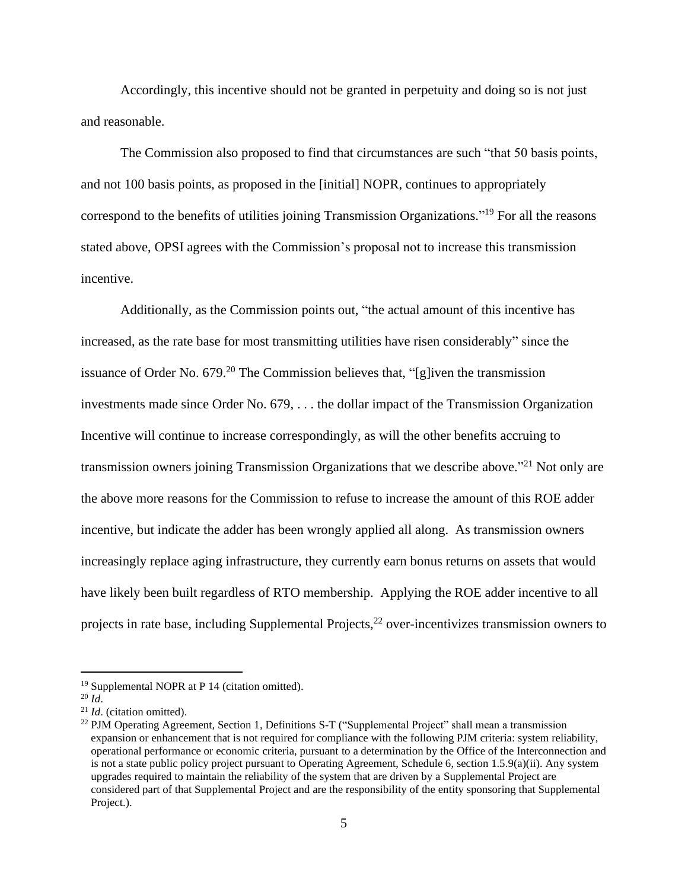Accordingly, this incentive should not be granted in perpetuity and doing so is not just and reasonable.

The Commission also proposed to find that circumstances are such "that 50 basis points, and not 100 basis points, as proposed in the [initial] NOPR, continues to appropriately correspond to the benefits of utilities joining Transmission Organizations."[19] For all the reasons stated above, OPSI agrees with the Commission's proposal not to increase this transmission incentive.

Additionally, as the Commission points out, "the actual amount of this incentive has increased, as the rate base for most transmitting utilities have risen considerably" since the issuance of Order No. 679.[20] The Commission believes that, "[g]iven the transmission investments made since Order No. 679, . . . the dollar impact of the Transmission Organization Incentive will continue to increase correspondingly, as will the other benefits accruing to transmission owners joining Transmission Organizations that we describe above."[21] Not only are the above more reasons for the Commission to refuse to increase the amount of this ROE adder incentive, but indicate the adder has been wrongly applied all along. As transmission owners increasingly replace aging infrastructure, they currently earn bonus returns on assets that would have likely been built regardless of RTO membership. Applying the ROE adder incentive to all projects in rate base, including Supplemental Projects,[22] over-incentivizes transmission owners to

---

[19] Supplemental NOPR at P 14 (citation omitted).

[20] *Id*.

[21] *Id*. (citation omitted).

[22] PJM Operating Agreement, Section 1, Definitions S-T ("Supplemental Project" shall mean a transmission expansion or enhancement that is not required for compliance with the following PJM criteria: system reliability, operational performance or economic criteria, pursuant to a determination by the Office of the Interconnection and is not a state public policy project pursuant to Operating Agreement, Schedule 6, section 1.5.9(a)(ii). Any system upgrades required to maintain the reliability of the system that are driven by a Supplemental Project are considered part of that Supplemental Project and are the responsibility of the entity sponsoring that Supplemental Project.).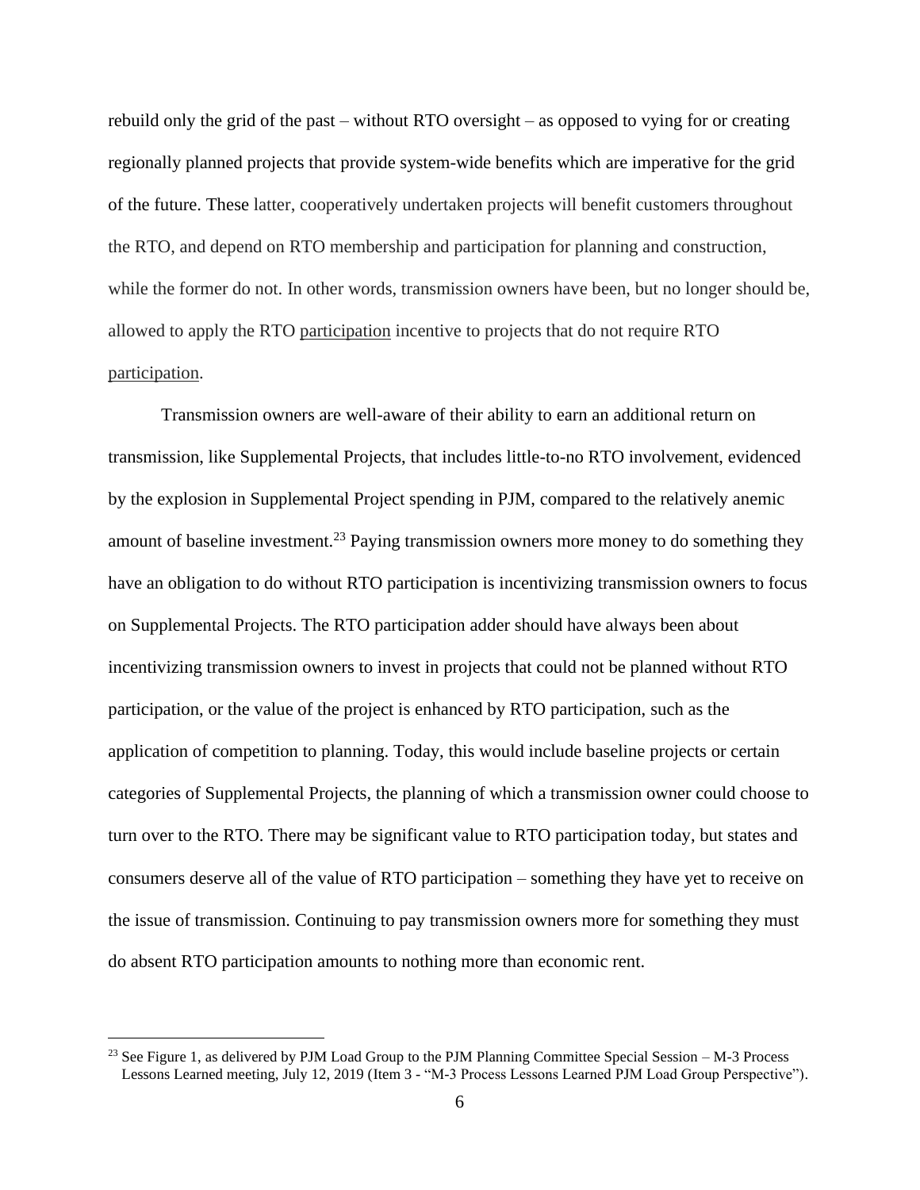rebuild only the grid of the past – without RTO oversight – as opposed to vying for or creating regionally planned projects that provide system-wide benefits which are imperative for the grid of the future. These latter, cooperatively undertaken projects will benefit customers throughout the RTO, and depend on RTO membership and participation for planning and construction, while the former do not. In other words, transmission owners have been, but no longer should be, allowed to apply the RTO <u>participation</u> incentive to projects that do not require RTO <u>participation</u>.

Transmission owners are well-aware of their ability to earn an additional return on transmission, like Supplemental Projects, that includes little-to-no RTO involvement, evidenced by the explosion in Supplemental Project spending in PJM, compared to the relatively anemic amount of baseline investment.[23] Paying transmission owners more money to do something they have an obligation to do without RTO participation is incentivizing transmission owners to focus on Supplemental Projects. The RTO participation adder should have always been about incentivizing transmission owners to invest in projects that could not be planned without RTO participation, or the value of the project is enhanced by RTO participation, such as the application of competition to planning. Today, this would include baseline projects or certain categories of Supplemental Projects, the planning of which a transmission owner could choose to turn over to the RTO. There may be significant value to RTO participation today, but states and consumers deserve all of the value of RTO participation – something they have yet to receive on the issue of transmission. Continuing to pay transmission owners more for something they must do absent RTO participation amounts to nothing more than economic rent.

---

[23] See Figure 1, as delivered by PJM Load Group to the PJM Planning Committee Special Session – M-3 Process Lessons Learned meeting, July 12, 2019 (Item 3 - "M-3 Process Lessons Learned PJM Load Group Perspective").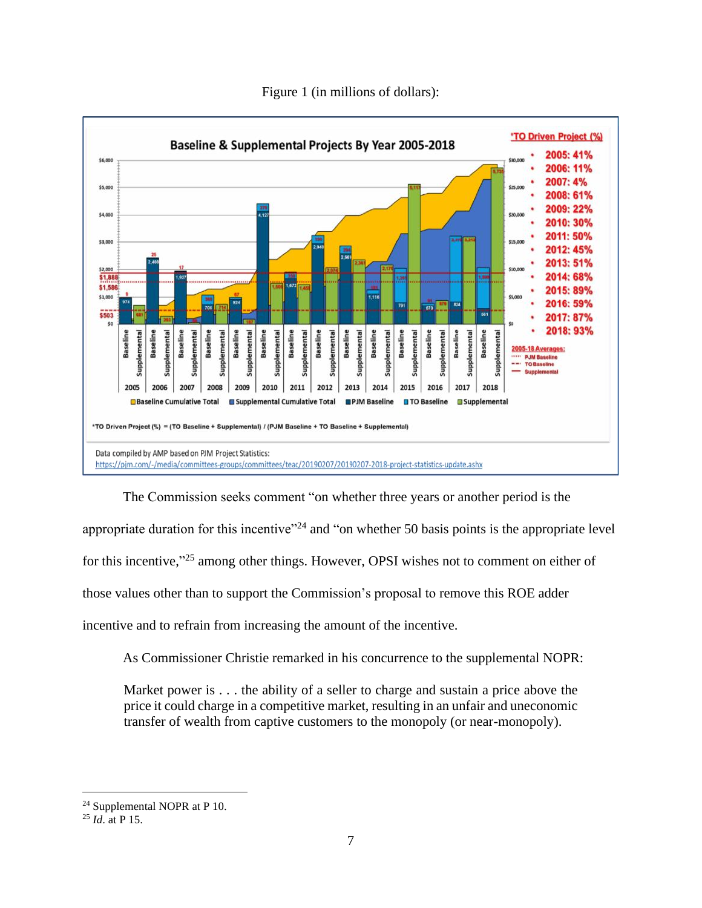Figure 1 (in millions of dollars):

The Commission seeks comment "on whether three years or another period is the appropriate duration for this incentive"[24] and "on whether 50 basis points is the appropriate level for this incentive,"[25] among other things. However, OPSI wishes not to comment on either of those values other than to support the Commission's proposal to remove this ROE adder incentive and to refrain from increasing the amount of the incentive.

As Commissioner Christie remarked in his concurrence to the supplemental NOPR:

> Market power is . . . the ability of a seller to charge and sustain a price above the price it could charge in a competitive market, resulting in an unfair and uneconomic transfer of wealth from captive customers to the monopoly (or near-monopoly).

---

[24] Supplemental NOPR at P 10.

[25] *Id*. at P 15.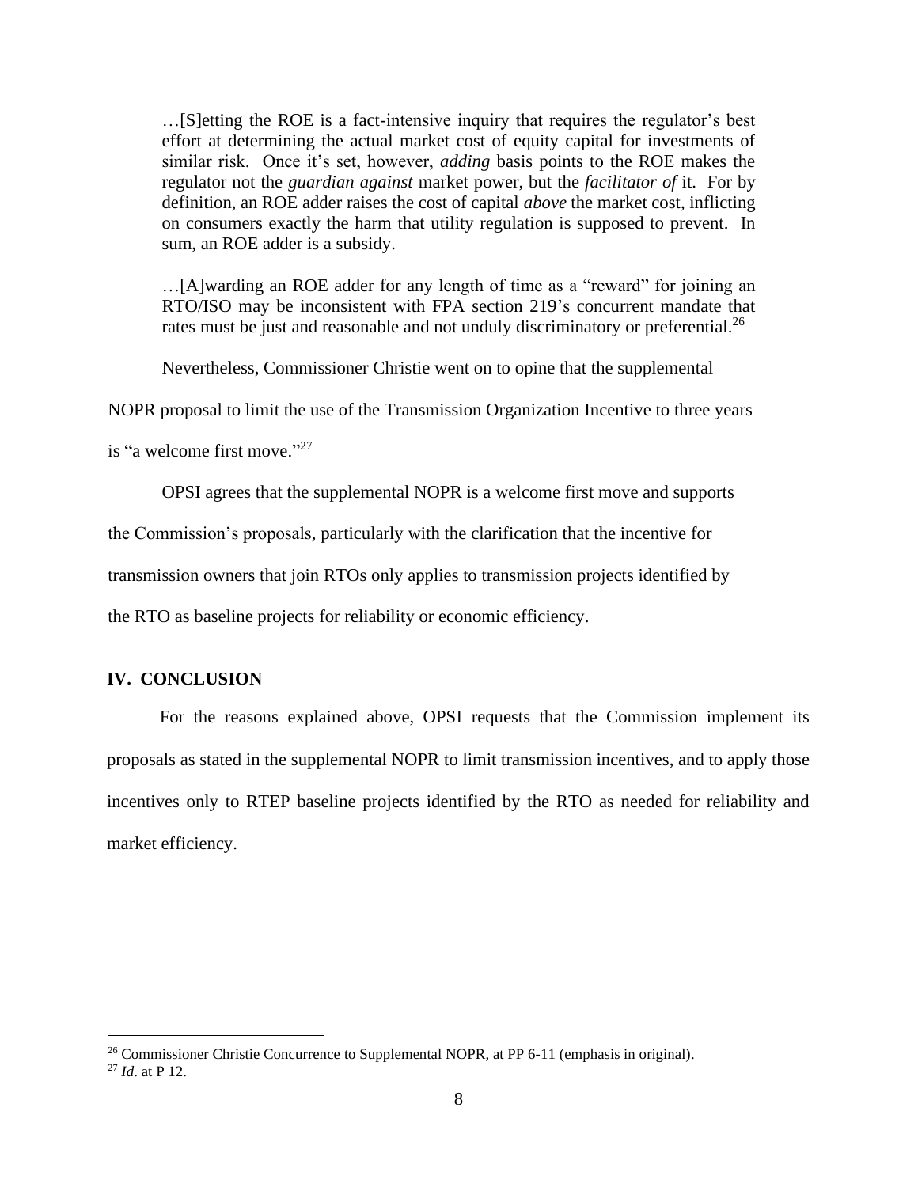> …[S]etting the ROE is a fact-intensive inquiry that requires the regulator's best effort at determining the actual market cost of equity capital for investments of similar risk. Once it's set, however, *adding* basis points to the ROE makes the regulator not the *guardian against* market power, but the *facilitator of* it. For by definition, an ROE adder raises the cost of capital *above* the market cost, inflicting on consumers exactly the harm that utility regulation is supposed to prevent. In sum, an ROE adder is a subsidy.
>
> …[A]warding an ROE adder for any length of time as a "reward" for joining an RTO/ISO may be inconsistent with FPA section 219's concurrent mandate that rates must be just and reasonable and not unduly discriminatory or preferential.[26]

Nevertheless, Commissioner Christie went on to opine that the supplemental NOPR proposal to limit the use of the Transmission Organization Incentive to three years is "a welcome first move."[27]

OPSI agrees that the supplemental NOPR is a welcome first move and supports the Commission's proposals, particularly with the clarification that the incentive for transmission owners that join RTOs only applies to transmission projects identified by the RTO as baseline projects for reliability or economic efficiency.

## IV. CONCLUSION

For the reasons explained above, OPSI requests that the Commission implement its proposals as stated in the supplemental NOPR to limit transmission incentives, and to apply those incentives only to RTEP baseline projects identified by the RTO as needed for reliability and market efficiency.

---

[26] Commissioner Christie Concurrence to Supplemental NOPR, at PP 6-11 (emphasis in original).

[27] *Id*. at P 12.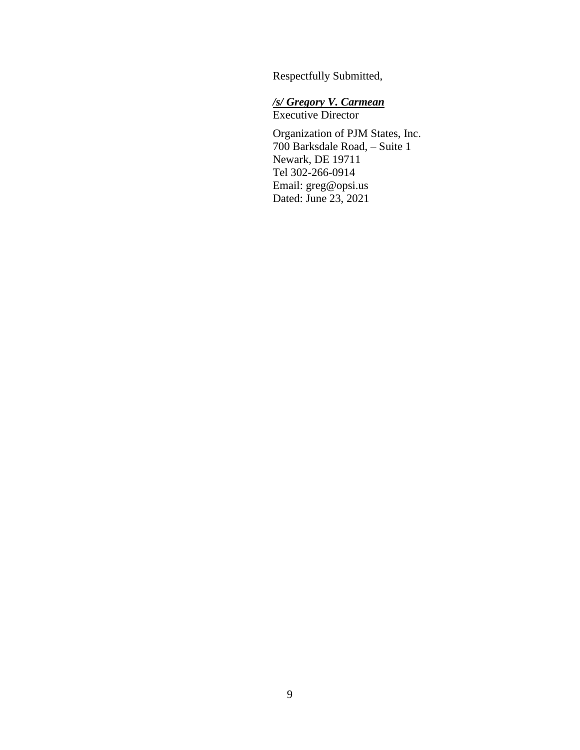Respectfully Submitted,

***/s/ Gregory V. Carmean***
Executive Director

Organization of PJM States, Inc.
700 Barksdale Road, – Suite 1
Newark, DE 19711
Tel 302-266-0914
Email: greg@opsi.us
Dated: June 23, 2021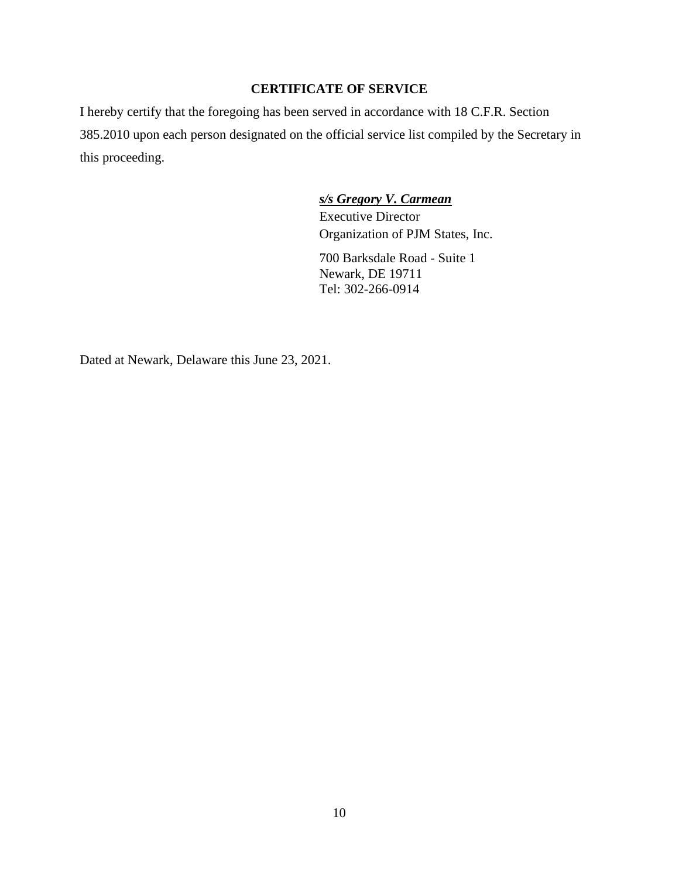## CERTIFICATE OF SERVICE

I hereby certify that the foregoing has been served in accordance with 18 C.F.R. Section 385.2010 upon each person designated on the official service list compiled by the Secretary in this proceeding.

***s/s Gregory V. Carmean***
Executive Director
Organization of PJM States, Inc.

700 Barksdale Road - Suite 1
Newark, DE 19711
Tel: 302-266-0914

Dated at Newark, Delaware this June 23, 2021.